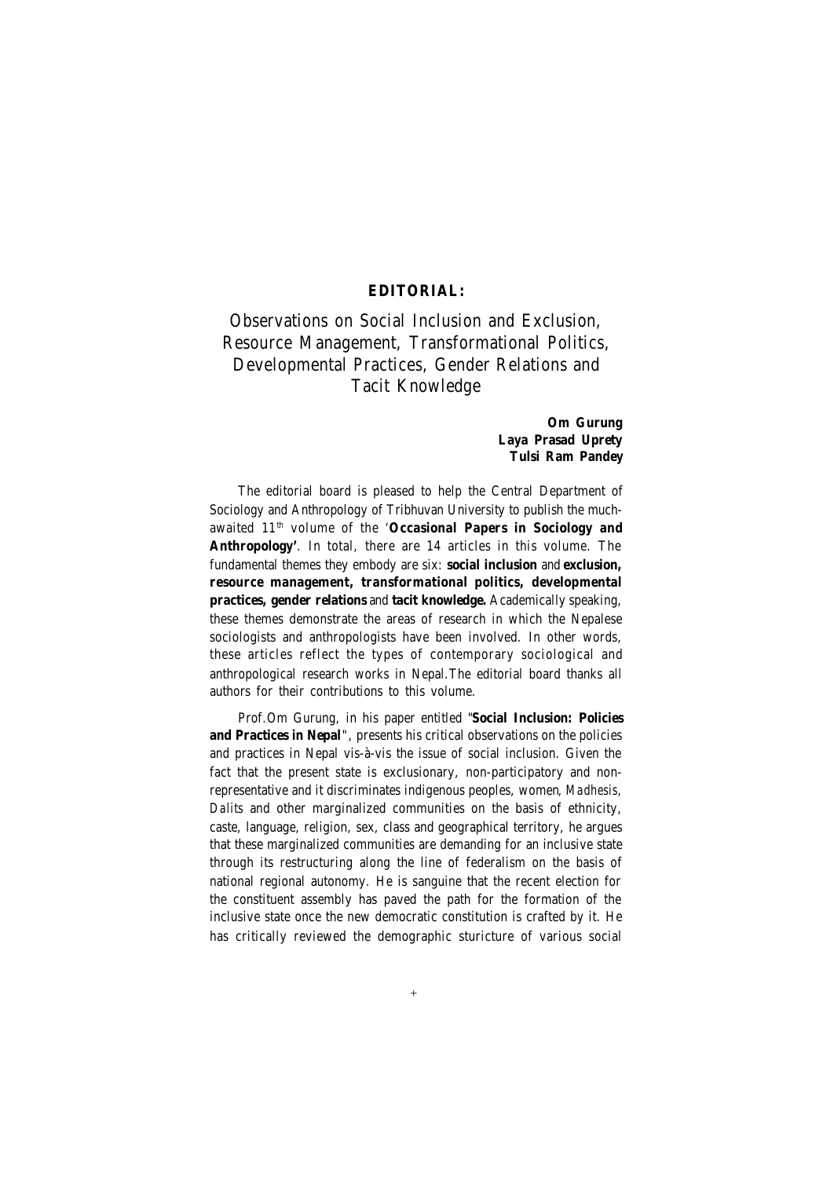**EDITORIAL:**

# Observations on Social Inclusion and Exclusion, Resource Management, Transformational Politics, Developmental Practices, Gender Relations and Tacit Knowledge

**Om Gurung**
**Laya Prasad Uprety**
**Tulsi Ram Pandey**

The editorial board is pleased to help the Central Department of Sociology and Anthropology of Tribhuvan University to publish the much-awaited 11th volume of the '**Occasional Papers in Sociology and Anthropology'**. In total, there are 14 articles in this volume. The fundamental themes they embody are six: **social inclusion** and **exclusion, resource management, transformational politics, developmental practices, gender relations** and **tacit knowledge.** Academically speaking, these themes demonstrate the areas of research in which the Nepalese sociologists and anthropologists have been involved. In other words, these articles reflect the types of contemporary sociological and anthropological research works in Nepal.The editorial board thanks all authors for their contributions to this volume.

Prof.Om Gurung, in his paper entitled "**Social Inclusion: Policies and Practices in Nepal**", presents his critical observations on the policies and practices in Nepal vis-à-vis the issue of social inclusion. Given the fact that the present state is exclusionary, non-participatory and non-representative and it discriminates indigenous peoples, women, *Madhesis*, *Dalits* and other marginalized communities on the basis of ethnicity, caste, language, religion, sex, class and geographical territory, he argues that these marginalized communities are demanding for an inclusive state through its restructuring along the line of federalism on the basis of national regional autonomy. He is sanguine that the recent election for the constituent assembly has paved the path for the formation of the inclusive state once the new democratic constitution is crafted by it. He has critically reviewed the demographic sturicture of various social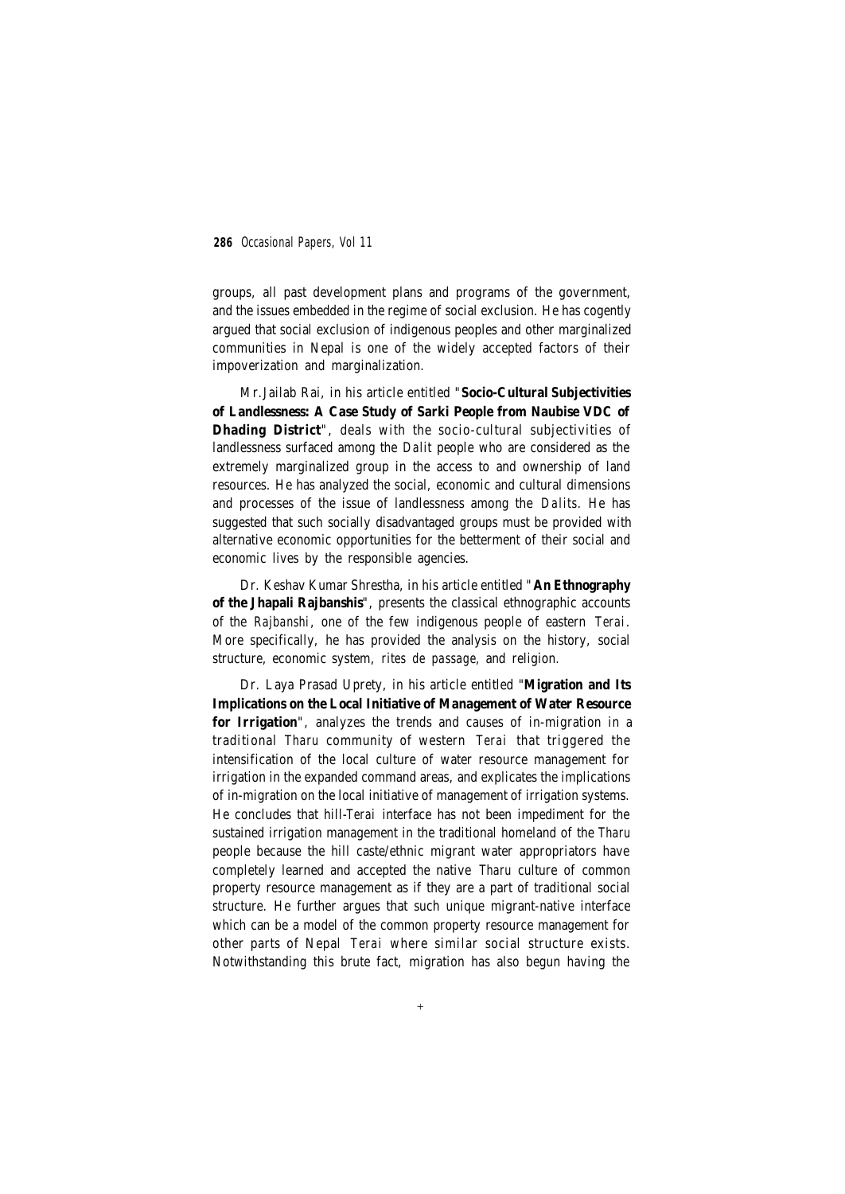groups, all past development plans and programs of the government, and the issues embedded in the regime of social exclusion. He has cogently argued that social exclusion of indigenous peoples and other marginalized communities in Nepal is one of the widely accepted factors of their impoverization and marginalization.

Mr.Jailab Rai, in his article entitled "**Socio-Cultural Subjectivities of Landlessness: A Case Study of Sarki People from Naubise VDC of Dhading District**", deals with the socio-cultural subjectivities of landlessness surfaced among the *Dalit* people who are considered as the extremely marginalized group in the access to and ownership of land resources. He has analyzed the social, economic and cultural dimensions and processes of the issue of landlessness among the *Dalits*. He has suggested that such socially disadvantaged groups must be provided with alternative economic opportunities for the betterment of their social and economic lives by the responsible agencies.

Dr. Keshav Kumar Shrestha, in his article entitled "**An Ethnography of the Jhapali Rajbanshis**", presents the classical ethnographic accounts of the *Rajbanshi*, one of the few indigenous people of eastern *Terai*. More specifically, he has provided the analysis on the history, social structure, economic system, *rites de passage*, and religion.

Dr. Laya Prasad Uprety, in his article entitled "**Migration and Its Implications on the Local Initiative of Management of Water Resource for Irrigation**", analyzes the trends and causes of in-migration in a traditional *Tharu* community of western *Terai* that triggered the intensification of the local culture of water resource management for irrigation in the expanded command areas, and explicates the implications of in-migration on the local initiative of management of irrigation systems. He concludes that hill-*Terai* interface has not been impediment for the sustained irrigation management in the traditional homeland of the *Tharu* people because the hill caste/ethnic migrant water appropriators have completely learned and accepted the native *Tharu* culture of common property resource management as if they are a part of traditional social structure. He further argues that such unique migrant-native interface which can be a model of the common property resource management for other parts of Nepal *Terai* where similar social structure exists. Notwithstanding this brute fact, migration has also begun having the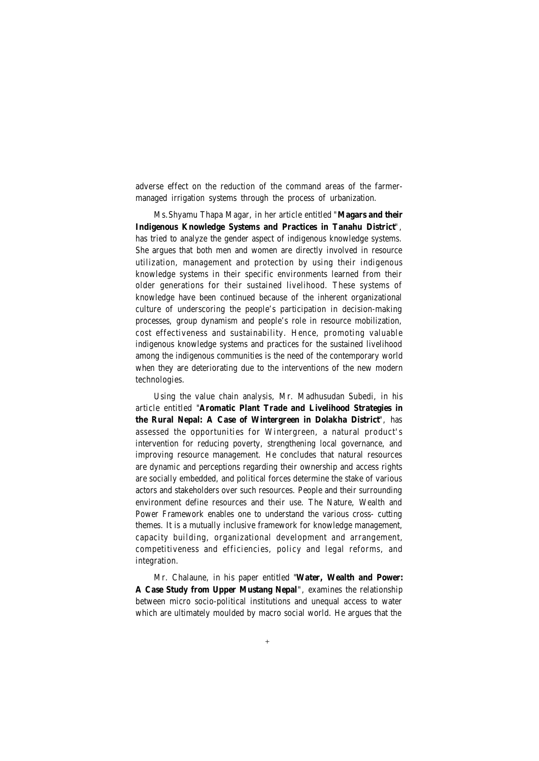adverse effect on the reduction of the command areas of the farmer-managed irrigation systems through the process of urbanization.

Ms. Shyamu Thapa Magar, in her article entitled "**Magars and their Indigenous Knowledge Systems and Practices in Tanahu District**", has tried to analyze the gender aspect of indigenous knowledge systems. She argues that both men and women are directly involved in resource utilization, management and protection by using their indigenous knowledge systems in their specific environments learned from their older generations for their sustained livelihood. These systems of knowledge have been continued because of the inherent organizational culture of underscoring the people's participation in decision-making processes, group dynamism and people's role in resource mobilization, cost effectiveness and sustainability. Hence, promoting valuable indigenous knowledge systems and practices for the sustained livelihood among the indigenous communities is the need of the contemporary world when they are deteriorating due to the interventions of the new modern technologies.

Using the value chain analysis, Mr. Madhusudan Subedi, in his article entitled "**Aromatic Plant Trade and Livelihood Strategies in the Rural Nepal: A Case of Wintergreen in Dolakha District**", has assessed the opportunities for Wintergreen, a natural product's intervention for reducing poverty, strengthening local governance, and improving resource management. He concludes that natural resources are dynamic and perceptions regarding their ownership and access rights are socially embedded, and political forces determine the stake of various actors and stakeholders over such resources. People and their surrounding environment define resources and their use. The Nature, Wealth and Power Framework enables one to understand the various cross- cutting themes. It is a mutually inclusive framework for knowledge management, capacity building, organizational development and arrangement, competitiveness and efficiencies, policy and legal reforms, and integration.

Mr. Chalaune, in his paper entitled "**Water, Wealth and Power: A Case Study from Upper Mustang Nepal**", examines the relationship between micro socio-political institutions and unequal access to water which are ultimately moulded by macro social world. He argues that the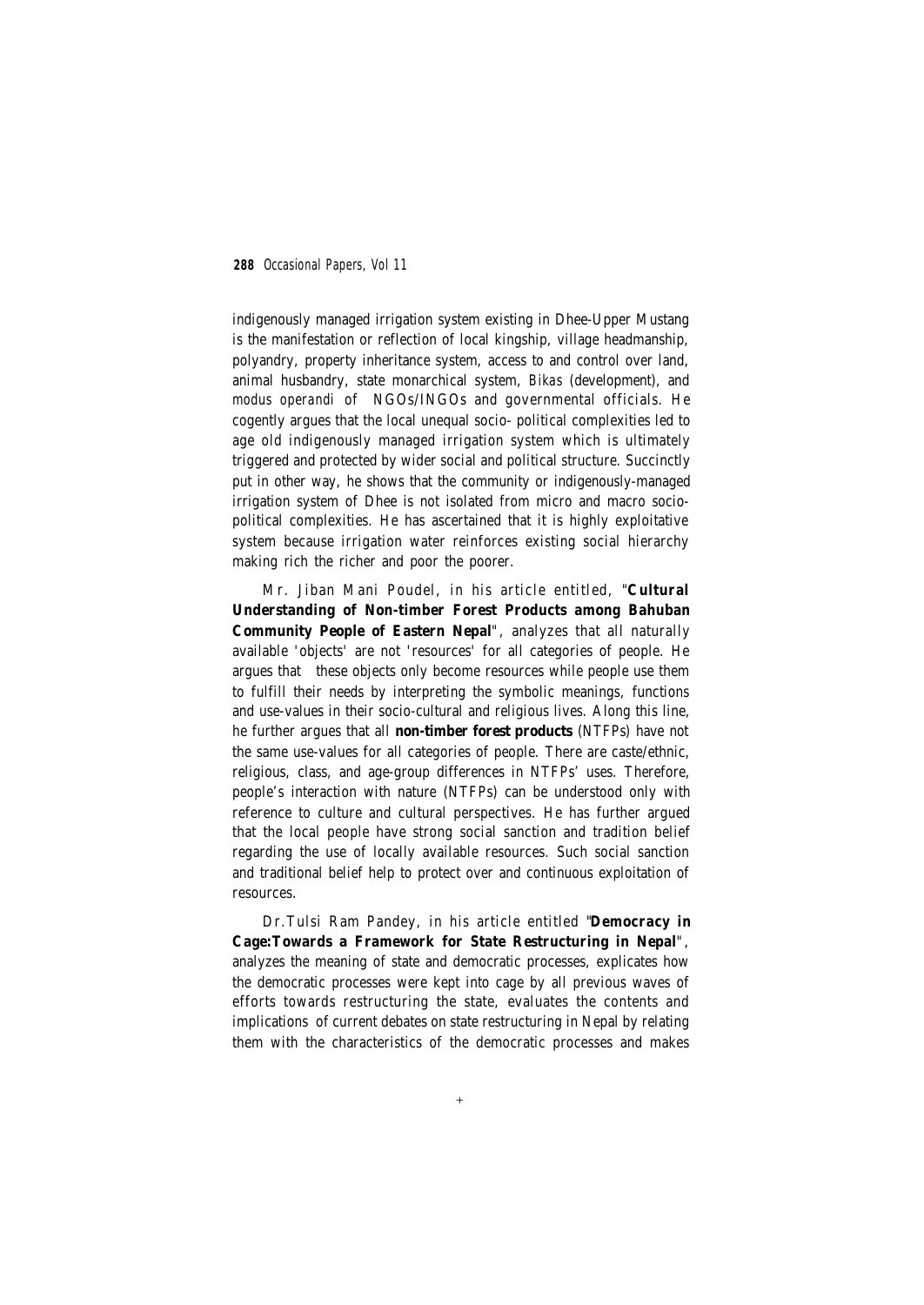indigenously managed irrigation system existing in Dhee-Upper Mustang is the manifestation or reflection of local kingship, village headmanship, polyandry, property inheritance system, access to and control over land, animal husbandry, state monarchical system, *Bikas* (development), and *modus operandi* of NGOs/INGOs and governmental officials. He cogently argues that the local unequal socio- political complexities led to age old indigenously managed irrigation system which is ultimately triggered and protected by wider social and political structure. Succinctly put in other way, he shows that the community or indigenously-managed irrigation system of Dhee is not isolated from micro and macro socio-political complexities. He has ascertained that it is highly exploitative system because irrigation water reinforces existing social hierarchy making rich the richer and poor the poorer.

Mr. Jiban Mani Poudel, in his article entitled, "**Cultural Understanding of Non-timber Forest Products among Bahuban Community People of Eastern Nepal**", analyzes that all naturally available 'objects' are not 'resources' for all categories of people. He argues that these objects only become resources while people use them to fulfill their needs by interpreting the symbolic meanings, functions and use-values in their socio-cultural and religious lives. Along this line, he further argues that all **non-timber forest products** (NTFPs) have not the same use-values for all categories of people. There are caste/ethnic, religious, class, and age-group differences in NTFPs' uses. Therefore, people's interaction with nature (NTFPs) can be understood only with reference to culture and cultural perspectives. He has further argued that the local people have strong social sanction and tradition belief regarding the use of locally available resources. Such social sanction and traditional belief help to protect over and continuous exploitation of resources.

Dr.Tulsi Ram Pandey, in his article entitled "**Democracy in Cage:Towards a Framework for State Restructuring in Nepal**", analyzes the meaning of state and democratic processes, explicates how the democratic processes were kept into cage by all previous waves of efforts towards restructuring the state, evaluates the contents and implications of current debates on state restructuring in Nepal by relating them with the characteristics of the democratic processes and makes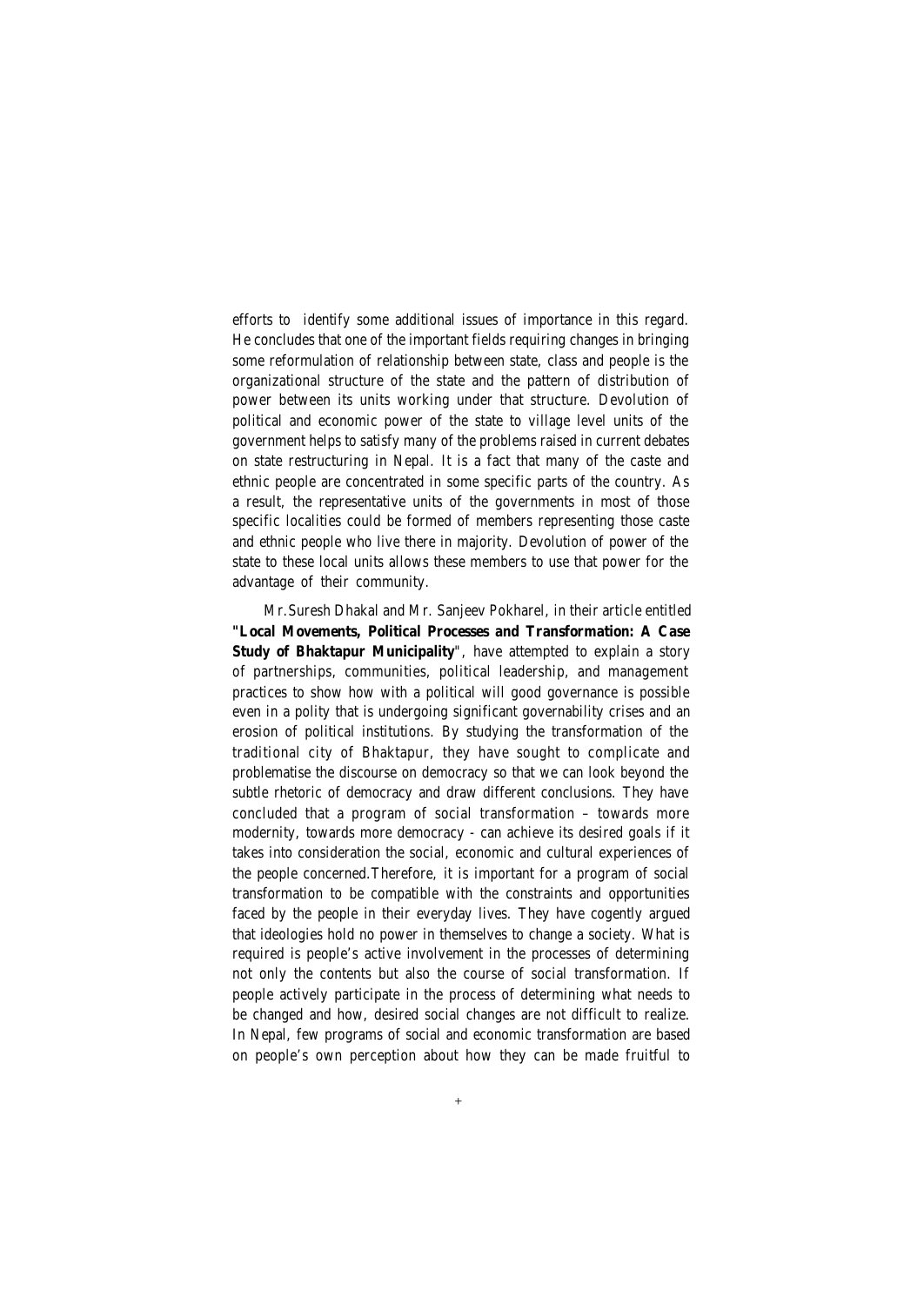efforts to identify some additional issues of importance in this regard. He concludes that one of the important fields requiring changes in bringing some reformulation of relationship between state, class and people is the organizational structure of the state and the pattern of distribution of power between its units working under that structure. Devolution of political and economic power of the state to village level units of the government helps to satisfy many of the problems raised in current debates on state restructuring in Nepal. It is a fact that many of the caste and ethnic people are concentrated in some specific parts of the country. As a result, the representative units of the governments in most of those specific localities could be formed of members representing those caste and ethnic people who live there in majority. Devolution of power of the state to these local units allows these members to use that power for the advantage of their community.

Mr.Suresh Dhakal and Mr. Sanjeev Pokharel, in their article entitled **"Local Movements, Political Processes and Transformation: A Case Study of Bhaktapur Municipality**", have attempted to explain a story of partnerships, communities, political leadership, and management practices to show how with a political will good governance is possible even in a polity that is undergoing significant governability crises and an erosion of political institutions. By studying the transformation of the traditional city of Bhaktapur, they have sought to complicate and problematise the discourse on democracy so that we can look beyond the subtle rhetoric of democracy and draw different conclusions. They have concluded that a program of social transformation – towards more modernity, towards more democracy - can achieve its desired goals if it takes into consideration the social, economic and cultural experiences of the people concerned.Therefore, it is important for a program of social transformation to be compatible with the constraints and opportunities faced by the people in their everyday lives. They have cogently argued that ideologies hold no power in themselves to change a society. What is required is people's active involvement in the processes of determining not only the contents but also the course of social transformation. If people actively participate in the process of determining what needs to be changed and how, desired social changes are not difficult to realize. In Nepal, few programs of social and economic transformation are based on people's own perception about how they can be made fruitful to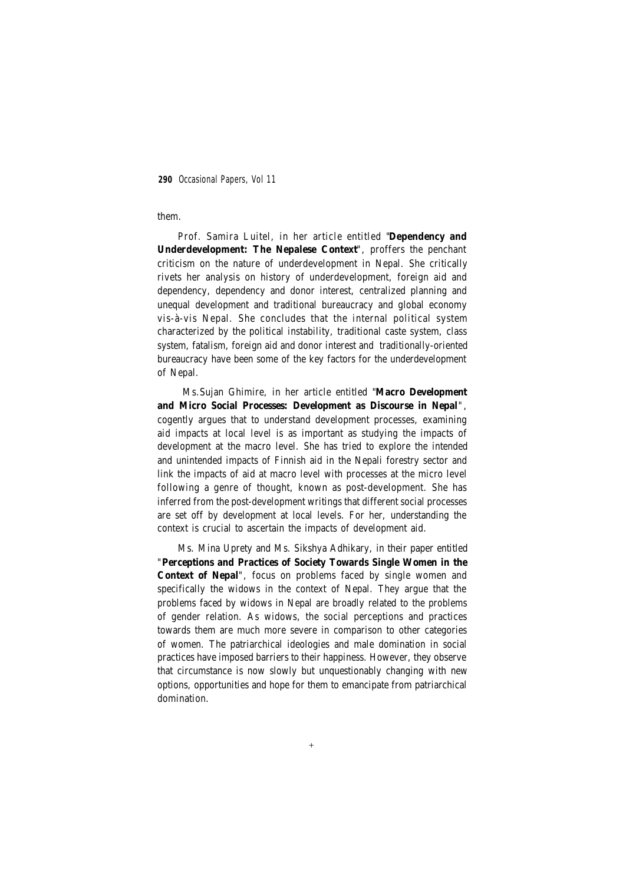them.

Prof. Samira Luitel, in her article entitled "**Dependency and Underdevelopment: The Nepalese Context**", proffers the penchant criticism on the nature of underdevelopment in Nepal. She critically rivets her analysis on history of underdevelopment, foreign aid and dependency, dependency and donor interest, centralized planning and unequal development and traditional bureaucracy and global economy vis-à-vis Nepal. She concludes that the internal political system characterized by the political instability, traditional caste system, class system, fatalism, foreign aid and donor interest and traditionally-oriented bureaucracy have been some of the key factors for the underdevelopment of Nepal.

Ms.Sujan Ghimire, in her article entitled "**Macro Development and Micro Social Processes: Development as Discourse in Nepal**", cogently argues that to understand development processes, examining aid impacts at local level is as important as studying the impacts of development at the macro level. She has tried to explore the intended and unintended impacts of Finnish aid in the Nepali forestry sector and link the impacts of aid at macro level with processes at the micro level following a genre of thought, known as post-development. She has inferred from the post-development writings that different social processes are set off by development at local levels. For her, understanding the context is crucial to ascertain the impacts of development aid.

Ms. Mina Uprety and Ms. Sikshya Adhikary, in their paper entitled "**Perceptions and Practices of Society Towards Single Women in the Context of Nepal**", focus on problems faced by single women and specifically the widows in the context of Nepal. They argue that the problems faced by widows in Nepal are broadly related to the problems of gender relation. As widows, the social perceptions and practices towards them are much more severe in comparison to other categories of women. The patriarchical ideologies and male domination in social practices have imposed barriers to their happiness. However, they observe that circumstance is now slowly but unquestionably changing with new options, opportunities and hope for them to emancipate from patriarchical domination.

+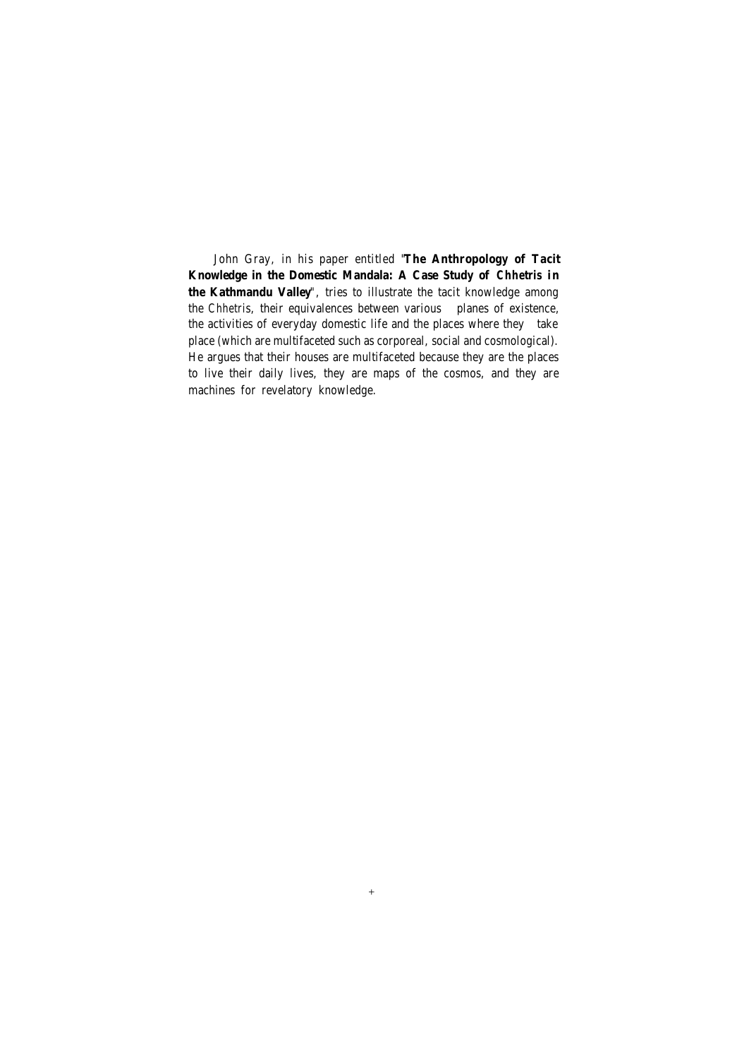John Gray, in his paper entitled "**The Anthropology of Tacit Knowledge in the Domestic Mandala: A Case Study of *Chhetris* in the Kathmandu Valley**", tries to illustrate the tacit knowledge among the *Chhetris*, their equivalences between various planes of existence, the activities of everyday domestic life and the places where they take place (which are multifaceted such as corporeal, social and cosmological). He argues that their houses are multifaceted because they are the places to live their daily lives, they are maps of the cosmos, and they are machines for revelatory knowledge.